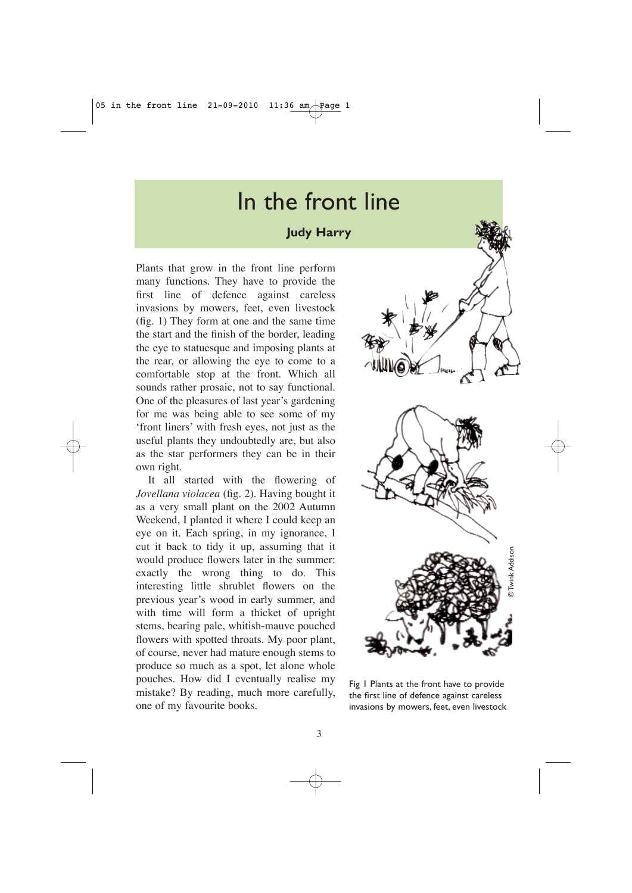# In the front line

**Judy Harry**

Plants that grow in the front line perform many functions. They have to provide the first line of defence against careless invasions by mowers, feet, even livestock (fig. 1) They form at one and the same time the start and the finish of the border, leading the eye to statuesque and imposing plants at the rear, or allowing the eye to come to a comfortable stop at the front. Which all sounds rather prosaic, not to say functional. One of the pleasures of last year's gardening for me was being able to see some of my 'front liners' with fresh eyes, not just as the useful plants they undoubtedly are, but also as the star performers they can be in their own right.

It all started with the flowering of *Jovellana violacea* (fig. 2). Having bought it as a very small plant on the 2002 Autumn Weekend, I planted it where I could keep an eye on it. Each spring, in my ignorance, I cut it back to tidy it up, assuming that it would produce flowers later in the summer: exactly the wrong thing to do. This interesting little shrublet flowers on the previous year's wood in early summer, and with time will form a thicket of upright stems, bearing pale, whitish-mauve pouched flowers with spotted throats. My poor plant, of course, never had mature enough stems to produce so much as a spot, let alone whole pouches. How did I eventually realise my mistake? By reading, much more carefully, one of my favourite books.

© Twink Addison

Fig 1 Plants at the front have to provide the first line of defence against careless invasions by mowers, feet, even livestock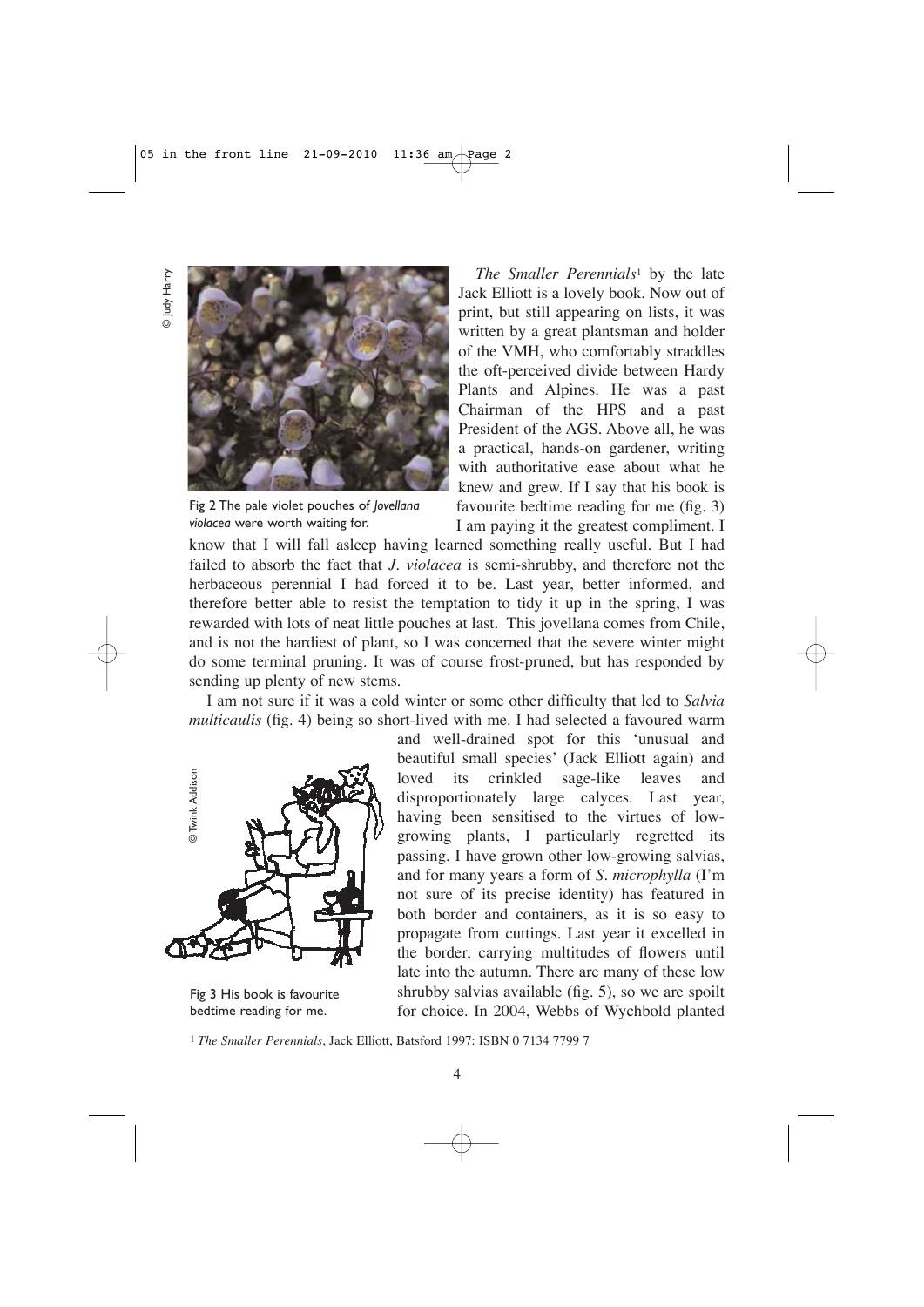*The Smaller Perennials*[1] by the late Jack Elliott is a lovely book. Now out of print, but still appearing on lists, it was written by a great plantsman and holder of the VMH, who comfortably straddles the oft-perceived divide between Hardy Plants and Alpines. He was a past Chairman of the HPS and a past President of the AGS. Above all, he was a practical, hands-on gardener, writing with authoritative ease about what he knew and grew. If I say that his book is favourite bedtime reading for me (fig. 3) I am paying it the greatest compliment. I know that I will fall asleep having learned something really useful. But I had failed to absorb the fact that *J. violacea* is semi-shrubby, and therefore not the herbaceous perennial I had forced it to be. Last year, better informed, and therefore better able to resist the temptation to tidy it up in the spring, I was rewarded with lots of neat little pouches at last. This jovellana comes from Chile, and is not the hardiest of plant, so I was concerned that the severe winter might do some terminal pruning. It was of course frost-pruned, but has responded by sending up plenty of new stems.

© Judy Harry

Fig 2 The pale violet pouches of *Jovellana violacea* were worth waiting for.

I am not sure if it was a cold winter or some other difficulty that led to *Salvia multicaulis* (fig. 4) being so short-lived with me. I had selected a favoured warm and well-drained spot for this 'unusual and beautiful small species' (Jack Elliott again) and loved its crinkled sage-like leaves and disproportionately large calyces. Last year, having been sensitised to the virtues of low-growing plants, I particularly regretted its passing. I have grown other low-growing salvias, and for many years a form of *S. microphylla* (I'm not sure of its precise identity) has featured in both border and containers, as it is so easy to propagate from cuttings. Last year it excelled in the border, carrying multitudes of flowers until late into the autumn. There are many of these low shrubby salvias available (fig. 5), so we are spoilt for choice. In 2004, Webbs of Wychbold planted

© Twink Addison

Fig 3 His book is favourite bedtime reading for me.

[1] *The Smaller Perennials*, Jack Elliott, Batsford 1997: ISBN 0 7134 7799 7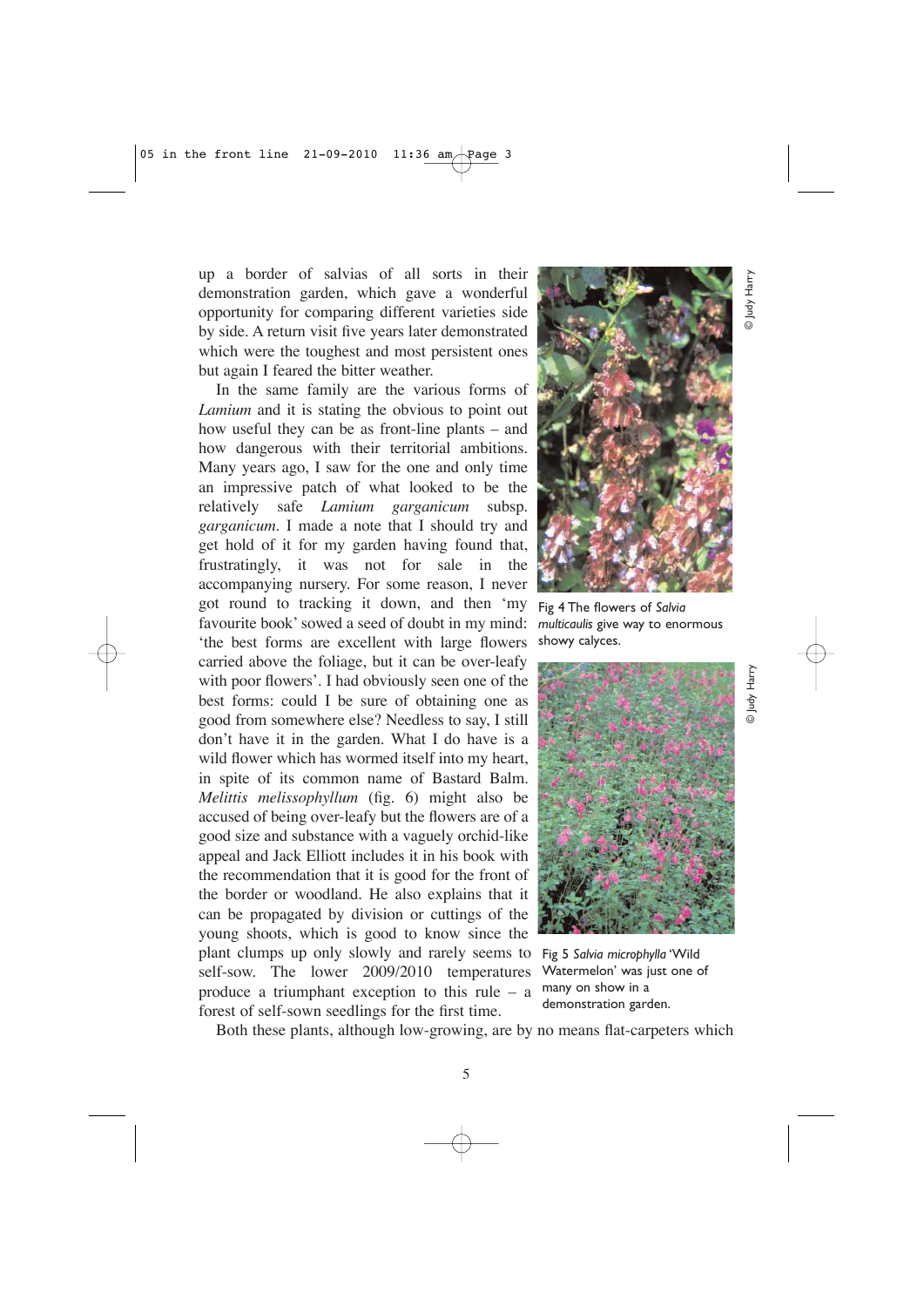up a border of salvias of all sorts in their demonstration garden, which gave a wonderful opportunity for comparing different varieties side by side. A return visit five years later demonstrated which were the toughest and most persistent ones but again I feared the bitter weather.

In the same family are the various forms of *Lamium* and it is stating the obvious to point out how useful they can be as front-line plants – and how dangerous with their territorial ambitions. Many years ago, I saw for the one and only time an impressive patch of what looked to be the relatively safe *Lamium garganicum* subsp. *garganicum*. I made a note that I should try and get hold of it for my garden having found that, frustratingly, it was not for sale in the accompanying nursery. For some reason, I never got round to tracking it down, and then 'my favourite book' sowed a seed of doubt in my mind: 'the best forms are excellent with large flowers carried above the foliage, but it can be over-leafy with poor flowers'. I had obviously seen one of the best forms: could I be sure of obtaining one as good from somewhere else? Needless to say, I still don't have it in the garden. What I do have is a wild flower which has wormed itself into my heart, in spite of its common name of Bastard Balm. *Melittis melissophyllum* (fig. 6) might also be accused of being over-leafy but the flowers are of a good size and substance with a vaguely orchid-like appeal and Jack Elliott includes it in his book with the recommendation that it is good for the front of the border or woodland. He also explains that it can be propagated by division or cuttings of the young shoots, which is good to know since the plant clumps up only slowly and rarely seems to self-sow. The lower 2009/2010 temperatures produce a triumphant exception to this rule – a forest of self-sown seedlings for the first time.

Fig 4 The flowers of *Salvia multicaulis* give way to enormous showy calyces.

© Judy Harry

Fig 5 *Salvia microphylla* 'Wild Watermelon' was just one of many on show in a demonstration garden.

© Judy Harry

Both these plants, although low-growing, are by no means flat-carpeters which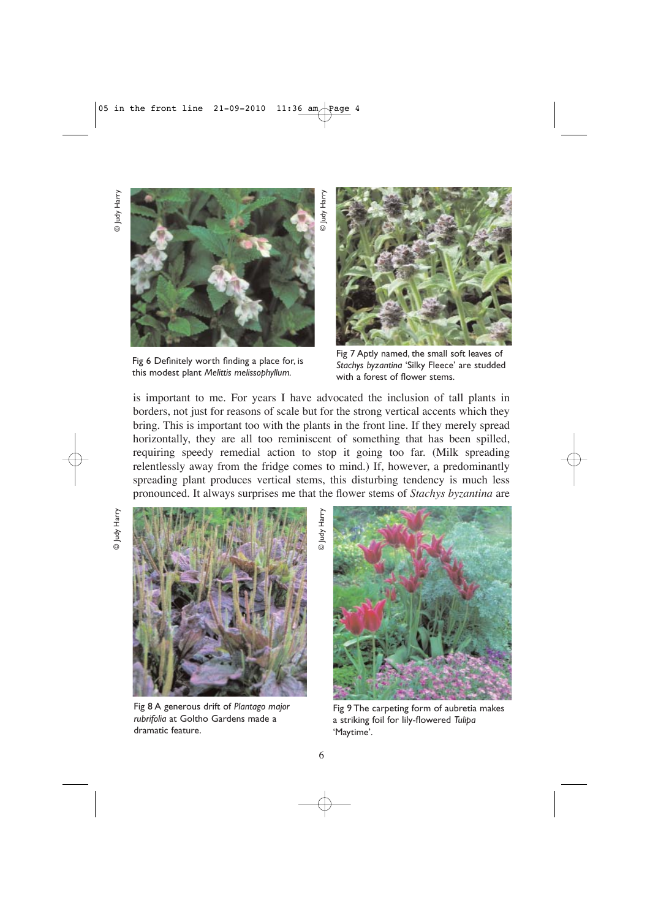Fig 6 Definitely worth finding a place for, is this modest plant *Melittis melissophyllum.*

Fig 7 Aptly named, the small soft leaves of *Stachys byzantina* 'Silky Fleece' are studded with a forest of flower stems.

is important to me. For years I have advocated the inclusion of tall plants in borders, not just for reasons of scale but for the strong vertical accents which they bring. This is important too with the plants in the front line. If they merely spread horizontally, they are all too reminiscent of something that has been spilled, requiring speedy remedial action to stop it going too far. (Milk spreading relentlessly away from the fridge comes to mind.) If, however, a predominantly spreading plant produces vertical stems, this disturbing tendency is much less pronounced. It always surprises me that the flower stems of *Stachys byzantina* are

Fig 8 A generous drift of *Plantago major rubrifolia* at Goltho Gardens made a dramatic feature.

Fig 9 The carpeting form of aubretia makes a striking foil for lily-flowered *Tulipa* 'Maytime'.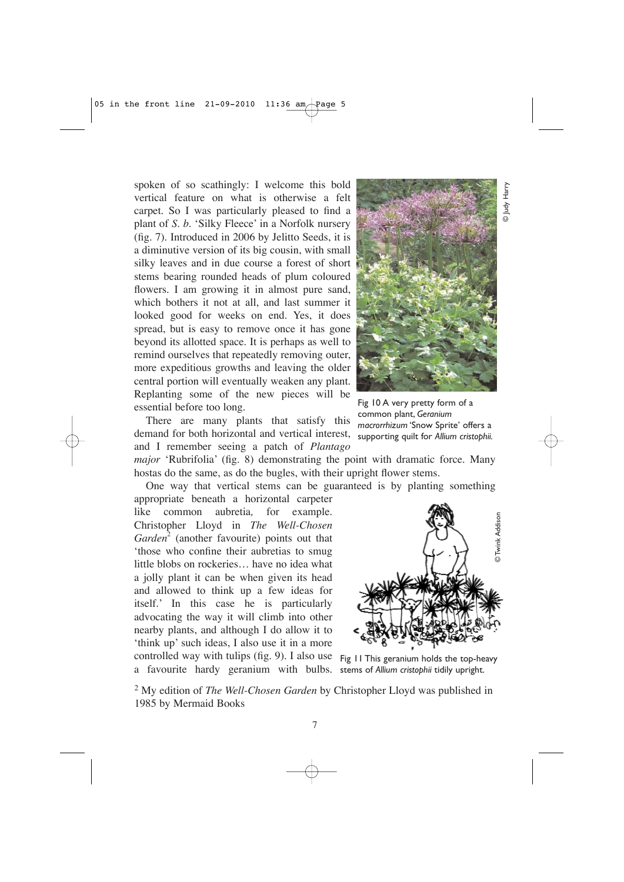spoken of so scathingly: I welcome this bold vertical feature on what is otherwise a felt carpet. So I was particularly pleased to find a plant of *S. b.* 'Silky Fleece' in a Norfolk nursery (fig. 7). Introduced in 2006 by Jelitto Seeds, it is a diminutive version of its big cousin, with small silky leaves and in due course a forest of short stems bearing rounded heads of plum coloured flowers. I am growing it in almost pure sand, which bothers it not at all, and last summer it looked good for weeks on end. Yes, it does spread, but is easy to remove once it has gone beyond its allotted space. It is perhaps as well to remind ourselves that repeatedly removing outer, more expeditious growths and leaving the older central portion will eventually weaken any plant. Replanting some of the new pieces will be essential before too long.

There are many plants that satisfy this demand for both horizontal and vertical interest, and I remember seeing a patch of *Plantago major* 'Rubrifolia' (fig. 8) demonstrating the point with dramatic force. Many hostas do the same, as do the bugles, with their upright flower stems.

One way that vertical stems can be guaranteed is by planting something appropriate beneath a horizontal carpeter like common aubretia, for example. Christopher Lloyd in *The Well-Chosen Garden*[2] (another favourite) points out that 'those who confine their aubretias to smug little blobs on rockeries… have no idea what a jolly plant it can be when given its head and allowed to think up a few ideas for itself.' In this case he is particularly advocating the way it will climb into other nearby plants, and although I do allow it to 'think up' such ideas, I also use it in a more controlled way with tulips (fig. 9). I also use a favourite hardy geranium with bulbs.

© Judy Harry

Fig 10 A very pretty form of a common plant, *Geranium macrorrhizum* 'Snow Sprite' offers a supporting quilt for *Allium cristophii.*

© Twink Addison

Fig 11 This geranium holds the top-heavy stems of *Allium cristophii* tidily upright.

[2] My edition of *The Well-Chosen Garden* by Christopher Lloyd was published in 1985 by Mermaid Books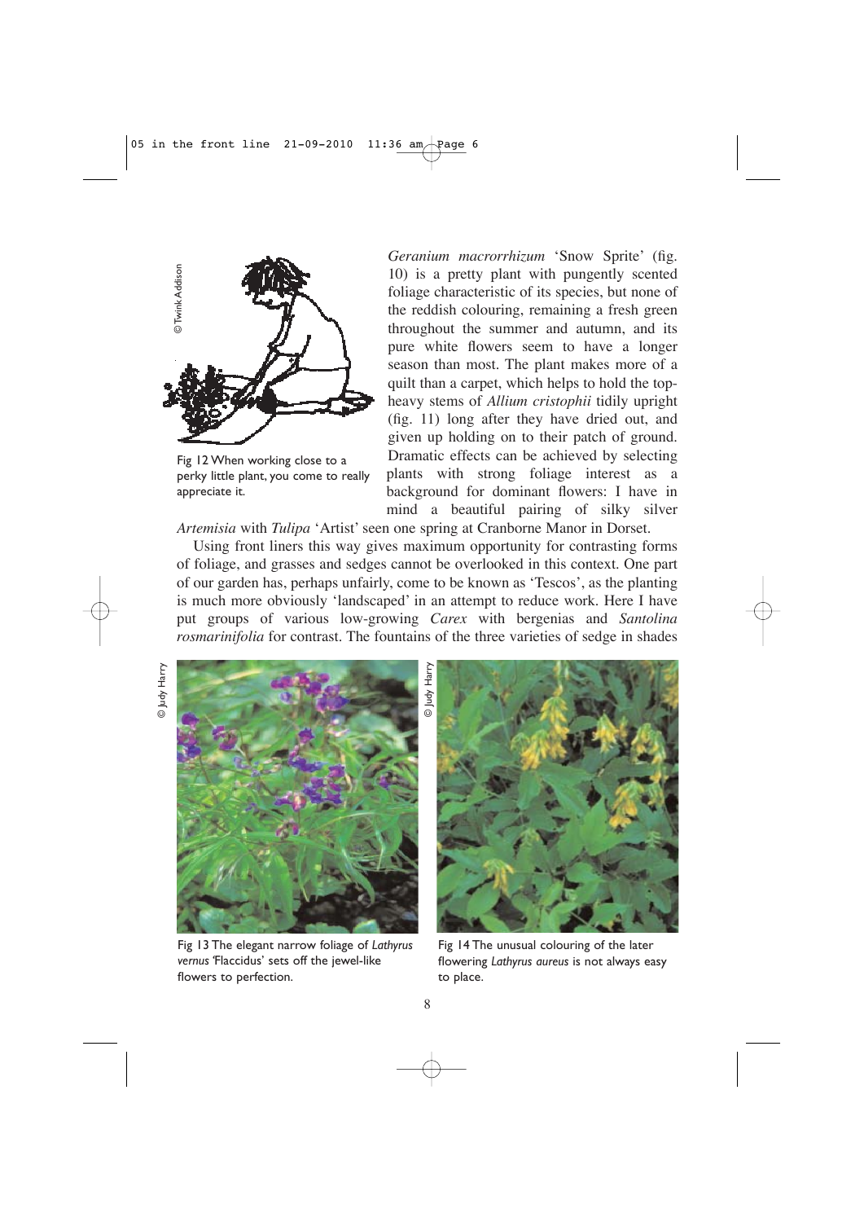Fig 12 When working close to a perky little plant, you come to really appreciate it.

*Geranium macrorrhizum* 'Snow Sprite' (fig. 10) is a pretty plant with pungently scented foliage characteristic of its species, but none of the reddish colouring, remaining a fresh green throughout the summer and autumn, and its pure white flowers seem to have a longer season than most. The plant makes more of a quilt than a carpet, which helps to hold the top-heavy stems of *Allium cristophii* tidily upright (fig. 11) long after they have dried out, and given up holding on to their patch of ground. Dramatic effects can be achieved by selecting plants with strong foliage interest as a background for dominant flowers: I have in mind a beautiful pairing of silky silver *Artemisia* with *Tulipa* 'Artist' seen one spring at Cranborne Manor in Dorset.

Using front liners this way gives maximum opportunity for contrasting forms of foliage, and grasses and sedges cannot be overlooked in this context. One part of our garden has, perhaps unfairly, come to be known as 'Tescos', as the planting is much more obviously 'landscaped' in an attempt to reduce work. Here I have put groups of various low-growing *Carex* with bergenias and *Santolina rosmarinifolia* for contrast. The fountains of the three varieties of sedge in shades

Fig 13 The elegant narrow foliage of *Lathyrus vernus* 'Flaccidus' sets off the jewel-like flowers to perfection.

Fig 14 The unusual colouring of the later flowering *Lathyrus aureus* is not always easy to place.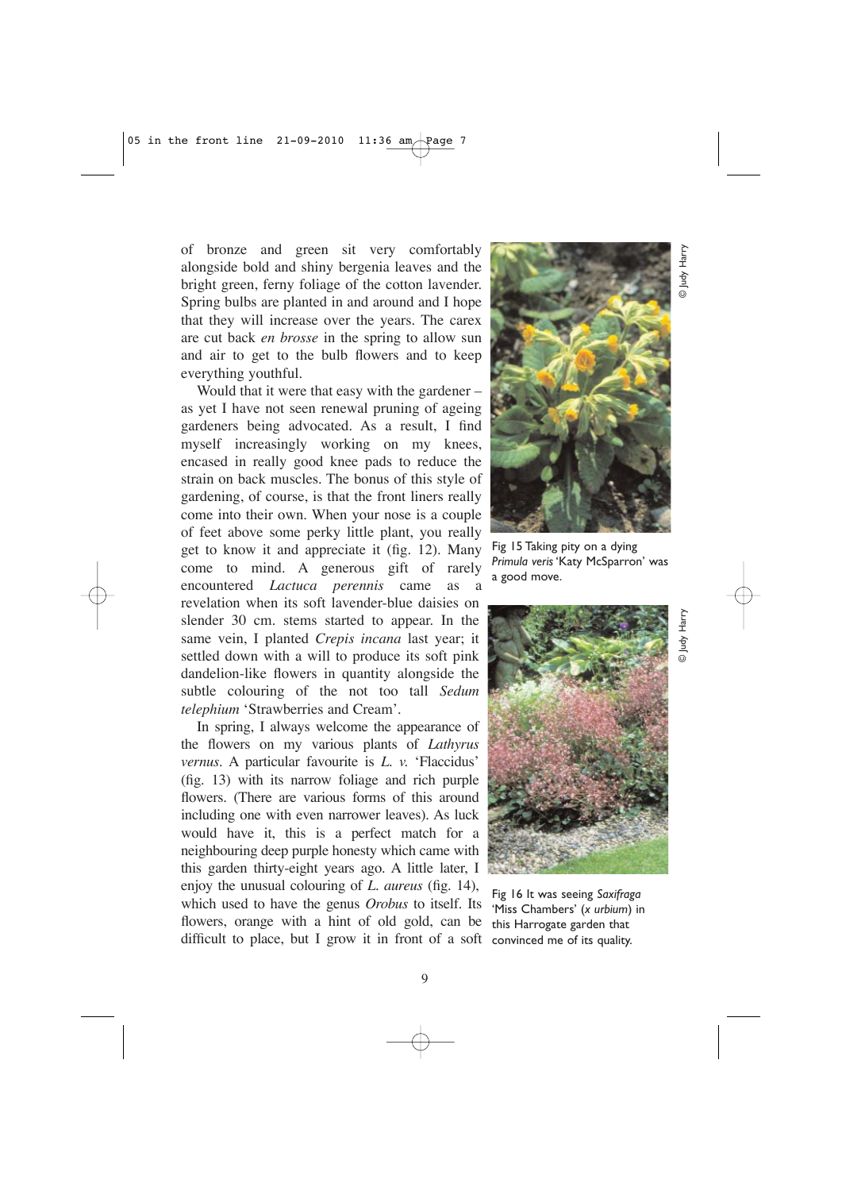of bronze and green sit very comfortably alongside bold and shiny bergenia leaves and the bright green, ferny foliage of the cotton lavender. Spring bulbs are planted in and around and I hope that they will increase over the years. The carex are cut back *en brosse* in the spring to allow sun and air to get to the bulb flowers and to keep everything youthful.

Would that it were that easy with the gardener – as yet I have not seen renewal pruning of ageing gardeners being advocated. As a result, I find myself increasingly working on my knees, encased in really good knee pads to reduce the strain on back muscles. The bonus of this style of gardening, of course, is that the front liners really come into their own. When your nose is a couple of feet above some perky little plant, you really get to know it and appreciate it (fig. 12). Many come to mind. A generous gift of rarely encountered *Lactuca perennis* came as a revelation when its soft lavender-blue daisies on slender 30 cm. stems started to appear. In the same vein, I planted *Crepis incana* last year; it settled down with a will to produce its soft pink dandelion-like flowers in quantity alongside the subtle colouring of the not too tall *Sedum telephium* 'Strawberries and Cream'.

In spring, I always welcome the appearance of the flowers on my various plants of *Lathyrus vernus*. A particular favourite is *L. v.* 'Flaccidus' (fig. 13) with its narrow foliage and rich purple flowers. (There are various forms of this around including one with even narrower leaves). As luck would have it, this is a perfect match for a neighbouring deep purple honesty which came with this garden thirty-eight years ago. A little later, I enjoy the unusual colouring of *L. aureus* (fig. 14), which used to have the genus *Orobus* to itself. Its flowers, orange with a hint of old gold, can be difficult to place, but I grow it in front of a soft

© Judy Harry

Fig 15 Taking pity on a dying *Primula veris* 'Katy McSparron' was a good move.

© Judy Harry

Fig 16 It was seeing *Saxifraga* 'Miss Chambers' (*x urbium*) in this Harrogate garden that convinced me of its quality.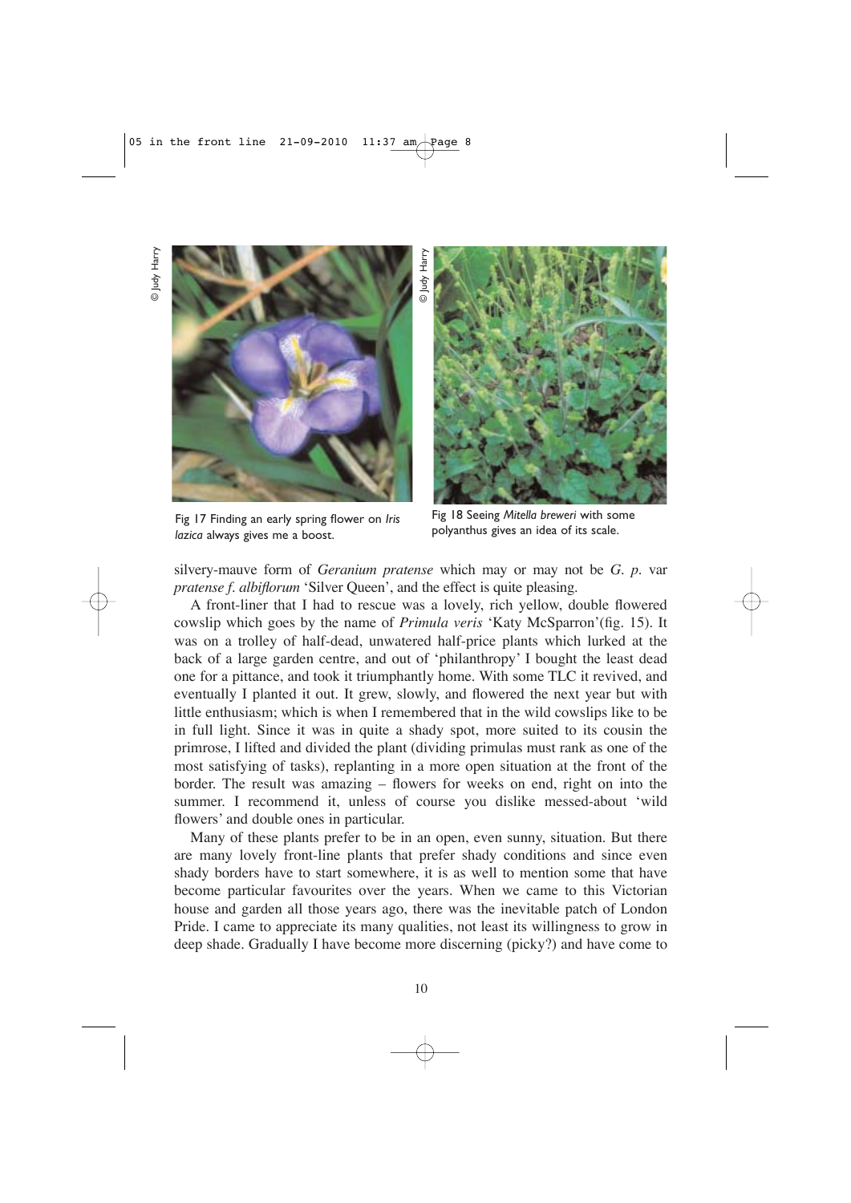Fig 17 Finding an early spring flower on *Iris lazica* always gives me a boost.

Fig 18 Seeing *Mitella breweri* with some polyanthus gives an idea of its scale.

silvery-mauve form of *Geranium pratense* which may or may not be *G. p.* var *pratense f. albiflorum* 'Silver Queen', and the effect is quite pleasing.

A front-liner that I had to rescue was a lovely, rich yellow, double flowered cowslip which goes by the name of *Primula veris* 'Katy McSparron'(fig. 15). It was on a trolley of half-dead, unwatered half-price plants which lurked at the back of a large garden centre, and out of 'philanthropy' I bought the least dead one for a pittance, and took it triumphantly home. With some TLC it revived, and eventually I planted it out. It grew, slowly, and flowered the next year but with little enthusiasm; which is when I remembered that in the wild cowslips like to be in full light. Since it was in quite a shady spot, more suited to its cousin the primrose, I lifted and divided the plant (dividing primulas must rank as one of the most satisfying of tasks), replanting in a more open situation at the front of the border. The result was amazing – flowers for weeks on end, right on into the summer. I recommend it, unless of course you dislike messed-about 'wild flowers' and double ones in particular.

Many of these plants prefer to be in an open, even sunny, situation. But there are many lovely front-line plants that prefer shady conditions and since even shady borders have to start somewhere, it is as well to mention some that have become particular favourites over the years. When we came to this Victorian house and garden all those years ago, there was the inevitable patch of London Pride. I came to appreciate its many qualities, not least its willingness to grow in deep shade. Gradually I have become more discerning (picky?) and have come to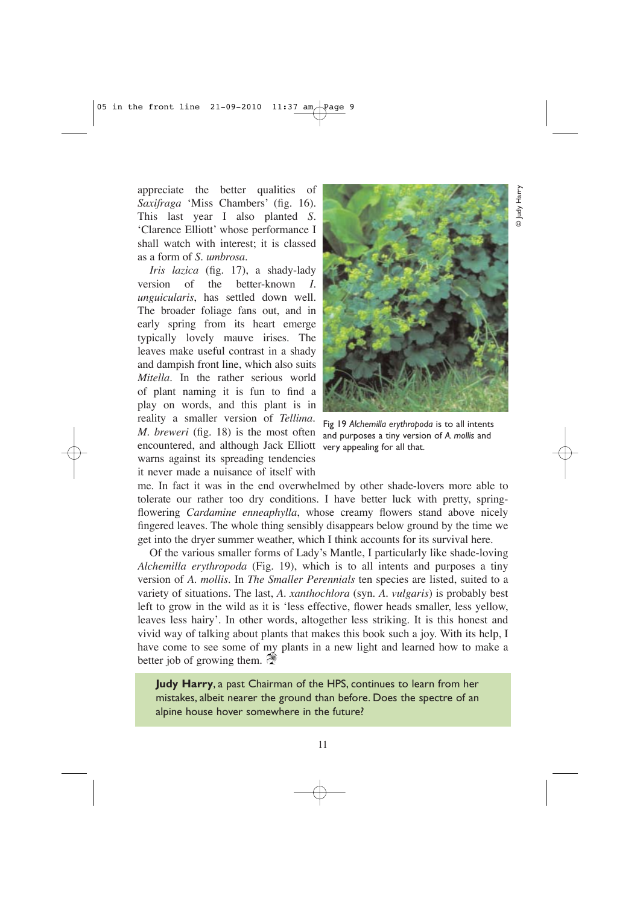appreciate the better qualities of *Saxifraga* 'Miss Chambers' (fig. 16). This last year I also planted *S.* 'Clarence Elliott' whose performance I shall watch with interest; it is classed as a form of *S. umbrosa*.

*Iris lazica* (fig. 17), a shady-lady version of the better-known *I. unguicularis*, has settled down well. The broader foliage fans out, and in early spring from its heart emerge typically lovely mauve irises. The leaves make useful contrast in a shady and dampish front line, which also suits *Mitella*. In the rather serious world of plant naming it is fun to find a play on words, and this plant is in reality a smaller version of *Tellima*. *M. breweri* (fig. 18) is the most often encountered, and although Jack Elliott warns against its spreading tendencies it never made a nuisance of itself with me. In fact it was in the end overwhelmed by other shade-lovers more able to tolerate our rather too dry conditions. I have better luck with pretty, spring-flowering *Cardamine enneaphylla*, whose creamy flowers stand above nicely fingered leaves. The whole thing sensibly disappears below ground by the time we get into the dryer summer weather, which I think accounts for its survival here.

© Judy Harry

Fig 19 *Alchemilla erythropoda* is to all intents and purposes a tiny version of *A. mollis* and very appealing for all that.

Of the various smaller forms of Lady's Mantle, I particularly like shade-loving *Alchemilla erythropoda* (Fig. 19), which is to all intents and purposes a tiny version of *A. mollis*. In *The Smaller Perennials* ten species are listed, suited to a variety of situations. The last, *A. xanthochlora* (syn. *A. vulgaris*) is probably best left to grow in the wild as it is 'less effective, flower heads smaller, less yellow, leaves less hairy'. In other words, altogether less striking. It is this honest and vivid way of talking about plants that makes this book such a joy. With its help, I have come to see some of my plants in a new light and learned how to make a better job of growing them.

**Judy Harry**, a past Chairman of the HPS, continues to learn from her mistakes, albeit nearer the ground than before. Does the spectre of an alpine house hover somewhere in the future?